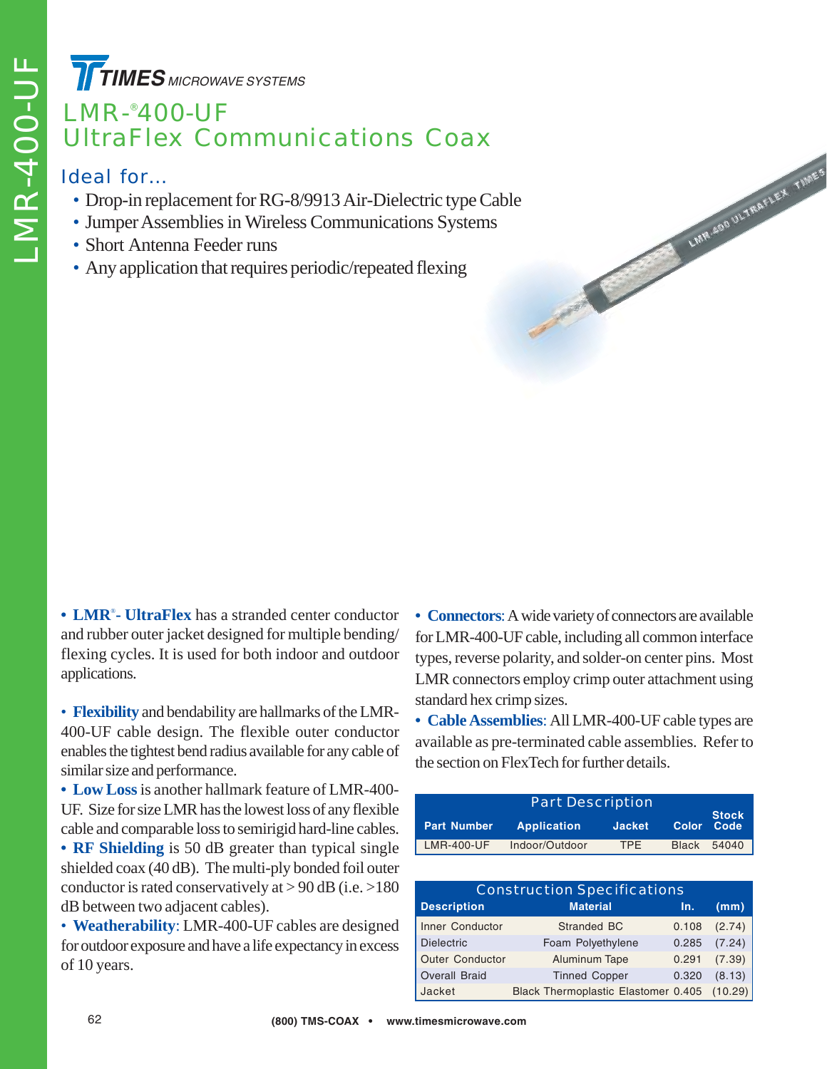TIMES MICROWAVE SYSTEMS

# LMR-®400-UF
# UltraFlex Communications Coax

## Ideal for...

- Drop-in replacement for RG-8/9913 Air-Dielectric type Cable
- Jumper Assemblies in Wireless Communications Systems
- Short Antenna Feeder runs
- Any application that requires periodic/repeated flexing

- **LMR®- UltraFlex** has a stranded center conductor and rubber outer jacket designed for multiple bending/flexing cycles. It is used for both indoor and outdoor applications.

- **Flexibility** and bendability are hallmarks of the LMR-400-UF cable design. The flexible outer conductor enables the tightest bend radius available for any cable of similar size and performance.
- **Low Loss** is another hallmark feature of LMR-400-UF. Size for size LMR has the lowest loss of any flexible cable and comparable loss to semirigid hard-line cables.
- **RF Shielding** is 50 dB greater than typical single shielded coax (40 dB). The multi-ply bonded foil outer conductor is rated conservatively at > 90 dB (i.e. >180 dB between two adjacent cables).
- **Weatherability**: LMR-400-UF cables are designed for outdoor exposure and have a life expectancy in excess of 10 years.

- **Connectors**: A wide variety of connectors are available for LMR-400-UF cable, including all common interface types, reverse polarity, and solder-on center pins. Most LMR connectors employ crimp outer attachment using standard hex crimp sizes.
- **Cable Assemblies**: All LMR-400-UF cable types are available as pre-terminated cable assemblies. Refer to the section on FlexTech for further details.

**Part Description**

| Part Number | Application | Jacket | Color | Stock Code |
|---|---|---|---|---|
| LMR-400-UF | Indoor/Outdoor | TPE | Black | 54040 |

**Construction Specifications**

| Description | Material | In. | (mm) |
|---|---|---|---|
| Inner Conductor | Stranded BC | 0.108 | (2.74) |
| Dielectric | Foam Polyethylene | 0.285 | (7.24) |
| Outer Conductor | Aluminum Tape | 0.291 | (7.39) |
| Overall Braid | Tinned Copper | 0.320 | (8.13) |
| Jacket | Black Thermoplastic Elastomer | 0.405 | (10.29) |

(800) TMS-COAX • www.timesmicrowave.com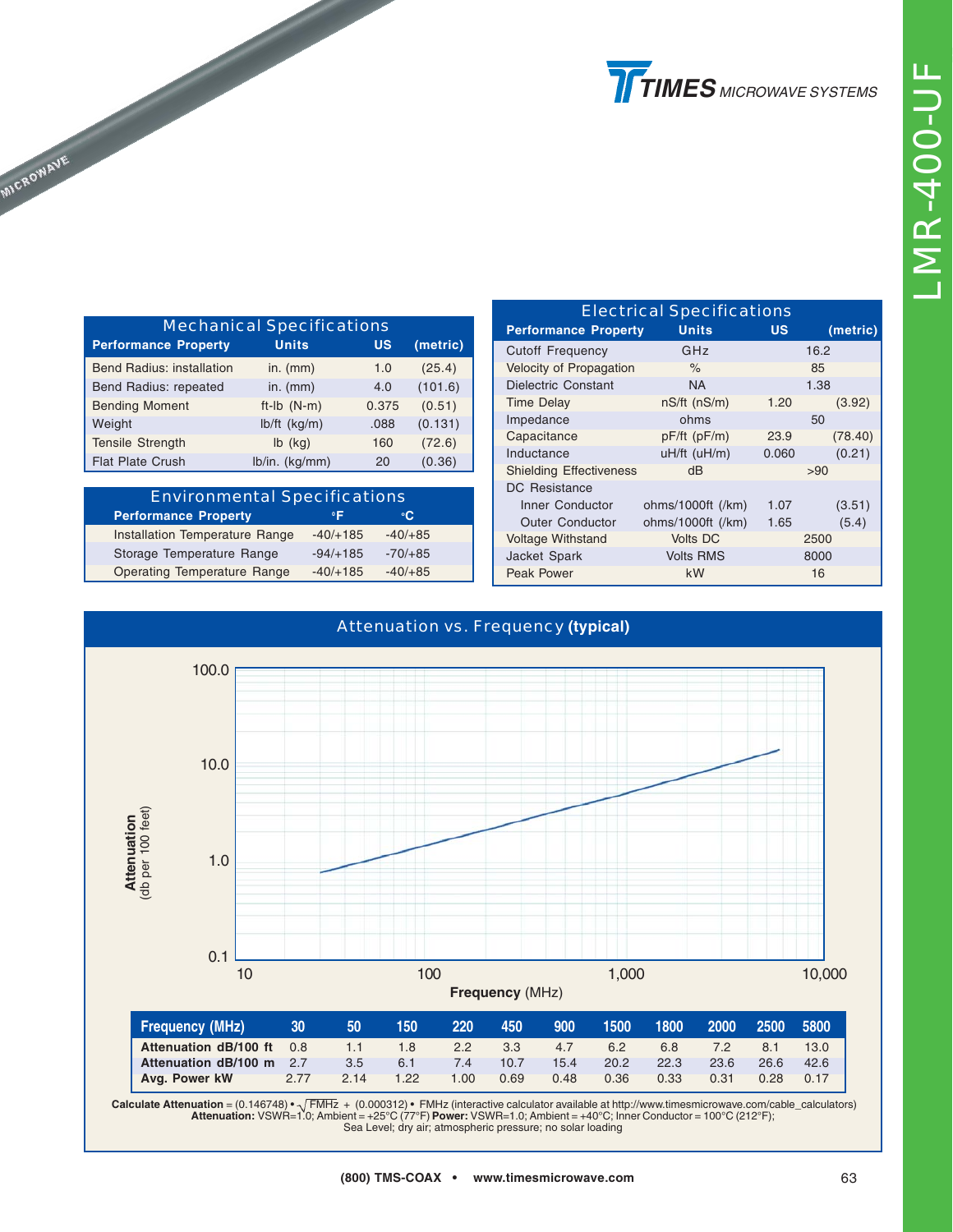# LMR-400-UF

TIMES MICROWAVE SYSTEMS

## Mechanical Specifications

| Performance Property | Units | US | (metric) |
|---|---|---|---|
| Bend Radius: installation | in. (mm) | 1.0 | (25.4) |
| Bend Radius: repeated | in. (mm) | 4.0 | (101.6) |
| Bending Moment | ft-lb (N-m) | 0.375 | (0.51) |
| Weight | lb/ft (kg/m) | .088 | (0.131) |
| Tensile Strength | lb (kg) | 160 | (72.6) |
| Flat Plate Crush | lb/in. (kg/mm) | 20 | (0.36) |

## Environmental Specifications

| Performance Property | °F | °C |
|---|---|---|
| Installation Temperature Range | -40/+185 | -40/+85 |
| Storage Temperature Range | -94/+185 | -70/+85 |
| Operating Temperature Range | -40/+185 | -40/+85 |

## Electrical Specifications

| Performance Property | Units | US | (metric) |
|---|---|---|---|
| Cutoff Frequency | GHz | 16.2 | |
| Velocity of Propagation | % | 85 | |
| Dielectric Constant | NA | 1.38 | |
| Time Delay | nS/ft (nS/m) | 1.20 | (3.92) |
| Impedance | ohms | 50 | |
| Capacitance | pF/ft (pF/m) | 23.9 | (78.40) |
| Inductance | uH/ft (uH/m) | 0.060 | (0.21) |
| Shielding Effectiveness | dB | >90 | |
| DC Resistance | | | |
| Inner Conductor | ohms/1000ft (/km) | 1.07 | (3.51) |
| Outer Conductor | ohms/1000ft (/km) | 1.65 | (5.4) |
| Voltage Withstand | Volts DC | 2500 | |
| Jacket Spark | Volts RMS | 8000 | |
| Peak Power | kW | 16 | |

## Attenuation vs. Frequency **(typical)**

| Frequency (MHz) | 30 | 50 | 150 | 220 | 450 | 900 | 1500 | 1800 | 2000 | 2500 | 5800 |
|---|---|---|---|---|---|---|---|---|---|---|---|
| Attenuation dB/100 ft | 0.8 | 1.1 | 1.8 | 2.2 | 3.3 | 4.7 | 6.2 | 6.8 | 7.2 | 8.1 | 13.0 |
| Attenuation dB/100 m | 2.7 | 3.5 | 6.1 | 7.4 | 10.7 | 15.4 | 20.2 | 22.3 | 23.6 | 26.6 | 42.6 |
| Avg. Power kW | 2.77 | 2.14 | 1.22 | 1.00 | 0.69 | 0.48 | 0.36 | 0.33 | 0.31 | 0.28 | 0.17 |

**Calculate Attenuation** = $(0.146748) \cdot \sqrt{FMHz} + (0.000312) \cdot FMHz$ (interactive calculator available at http://www.timesmicrowave.com/cable_calculators)
**Attenuation:** VSWR=1.0; Ambient = +25°C (77°F) **Power:** VSWR=1.0; Ambient = +40°C; Inner Conductor = 100°C (212°F);
Sea Level; dry air; atmospheric pressure; no solar loading

**(800) TMS-COAX • www.timesmicrowave.com**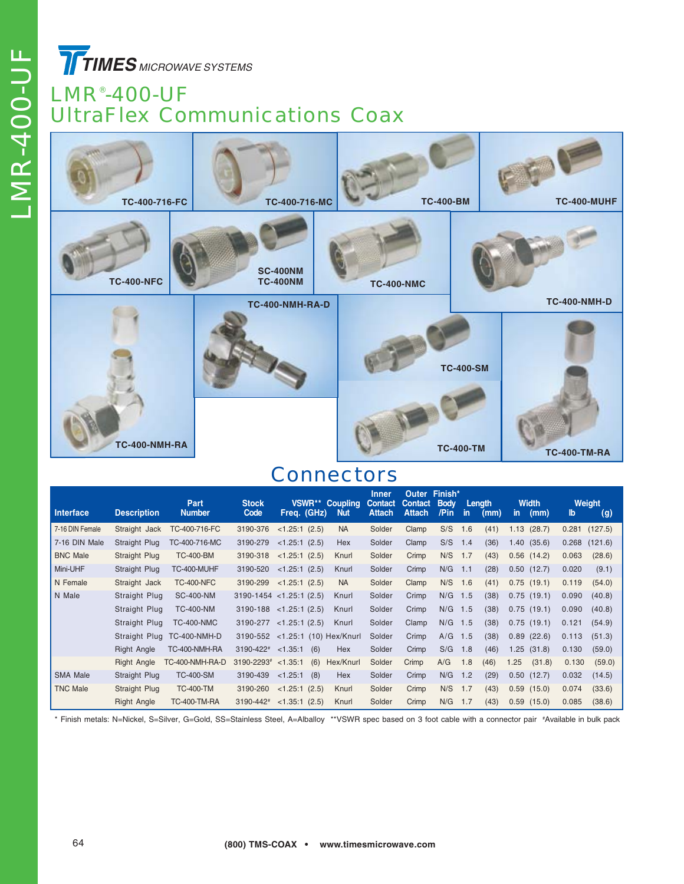# LMR®-400-UF
## UltraFlex Communications Coax

TC-400-716-FC  TC-400-716-MC  TC-400-BM  TC-400-MUHF  TC-400-NFC  SC-400NM TC-400NM  TC-400-NMC  TC-400-NMH-D  TC-400-NMH-RA-D  TC-400-SM  TC-400-NMH-RA  TC-400-TM  TC-400-TM-RA

## Connectors

| Interface | Description | Part Number | Stock Code | VSWR** Freq. (GHz) | Coupling Nut | Inner Contact Attach | Outer Contact Attach | Finish* Body /Pin | Length in (mm) | Width in (mm) | Weight lb (g) |
|---|---|---|---|---|---|---|---|---|---|---|---|
| 7-16 DIN Female | Straight Jack | TC-400-716-FC | 3190-376 | <1.25:1 (2.5) | NA | Solder | Clamp | S/S | 1.6 (41) | 1.13 (28.7) | 0.281 (127.5) |
| 7-16 DIN Male | Straight Plug | TC-400-716-MC | 3190-279 | <1.25:1 (2.5) | Hex | Solder | Clamp | S/S | 1.4 (36) | 1.40 (35.6) | 0.268 (121.6) |
| BNC Male | Straight Plug | TC-400-BM | 3190-318 | <1.25:1 (2.5) | Knurl | Solder | Crimp | N/S | 1.7 (43) | 0.56 (14.2) | 0.063 (28.6) |
| Mini-UHF | Straight Plug | TC-400-MUHF | 3190-520 | <1.25:1 (2.5) | Knurl | Solder | Crimp | N/G | 1.1 (28) | 0.50 (12.7) | 0.020 (9.1) |
| N Female | Straight Jack | TC-400-NFC | 3190-299 | <1.25:1 (2.5) | NA | Solder | Clamp | N/S | 1.6 (41) | 0.75 (19.1) | 0.119 (54.0) |
| N Male | Straight Plug | SC-400-NM | 3190-1454 | <1.25:1 (2.5) | Knurl | Solder | Crimp | N/G | 1.5 (38) | 0.75 (19.1) | 0.090 (40.8) |
| | Straight Plug | TC-400-NM | 3190-188 | <1.25:1 (2.5) | Knurl | Solder | Crimp | N/G | 1.5 (38) | 0.75 (19.1) | 0.090 (40.8) |
| | Straight Plug | TC-400-NMC | 3190-277 | <1.25:1 (2.5) | Knurl | Solder | Clamp | N/G | 1.5 (38) | 0.75 (19.1) | 0.121 (54.9) |
| | Straight Plug | TC-400-NMH-D | 3190-552 | <1.25:1 (10) | Hex/Knurl | Solder | Crimp | A/G | 1.5 (38) | 0.89 (22.6) | 0.113 (51.3) |
| | Right Angle | TC-400-NMH-RA | 3190-422# | <1.35:1 (6) | Hex | Solder | Crimp | S/G | 1.8 (46) | 1.25 (31.8) | 0.130 (59.0) |
| | Right Angle | TC-400-NMH-RA-D | 3190-2293# | <1.35:1 (6) | Hex/Knurl | Solder | Crimp | A/G | 1.8 (46) | 1.25 (31.8) | 0.130 (59.0) |
| SMA Male | Straight Plug | TC-400-SM | 3190-439 | <1.25:1 (8) | Hex | Solder | Crimp | N/G | 1.2 (29) | 0.50 (12.7) | 0.032 (14.5) |
| TNC Male | Straight Plug | TC-400-TM | 3190-260 | <1.25:1 (2.5) | Knurl | Solder | Crimp | N/S | 1.7 (43) | 0.59 (15.0) | 0.074 (33.6) |
| | Right Angle | TC-400-TM-RA | 3190-442# | <1.35:1 (2.5) | Knurl | Solder | Crimp | N/G | 1.7 (43) | 0.59 (15.0) | 0.085 (38.6) |

\* Finish metals: N=Nickel, S=Silver, G=Gold, SS=Stainless Steel, A=Alballoy  **VSWR spec based on 3 foot cable with a connector pair  #Available in bulk pack

(800) TMS-COAX • www.timesmicrowave.com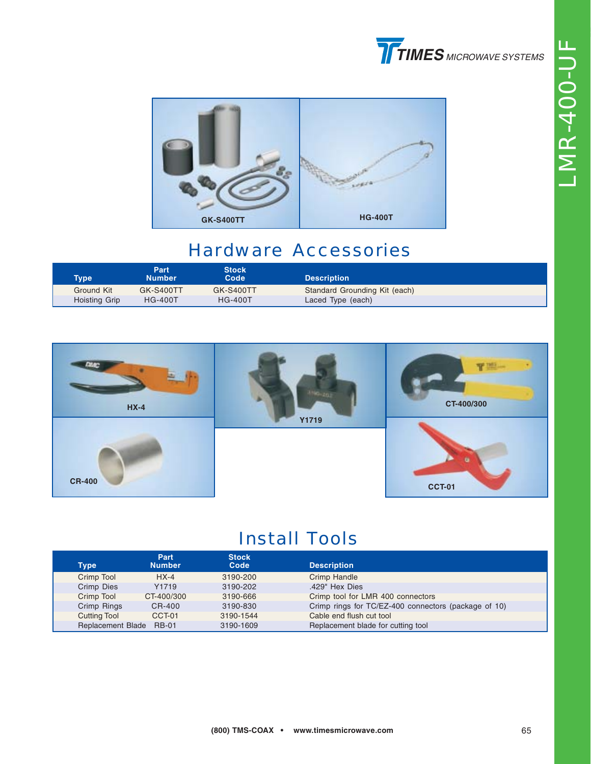## Hardware Accessories

| Type | Part Number | Stock Code | Description |
|---|---|---|---|
| Ground Kit | GK-S400TT | GK-S400TT | Standard Grounding Kit (each) |
| Hoisting Grip | HG-400T | HG-400T | Laced Type (each) |

## Install Tools

| Type | Part Number | Stock Code | Description |
|---|---|---|---|
| Crimp Tool | HX-4 | 3190-200 | Crimp Handle |
| Crimp Dies | Y1719 | 3190-202 | .429" Hex Dies |
| Crimp Tool | CT-400/300 | 3190-666 | Crimp tool for LMR 400 connectors |
| Crimp Rings | CR-400 | 3190-830 | Crimp rings for TC/EZ-400 connectors (package of 10) |
| Cutting Tool | CCT-01 | 3190-1544 | Cable end flush cut tool |
| Replacement Blade | RB-01 | 3190-1609 | Replacement blade for cutting tool |